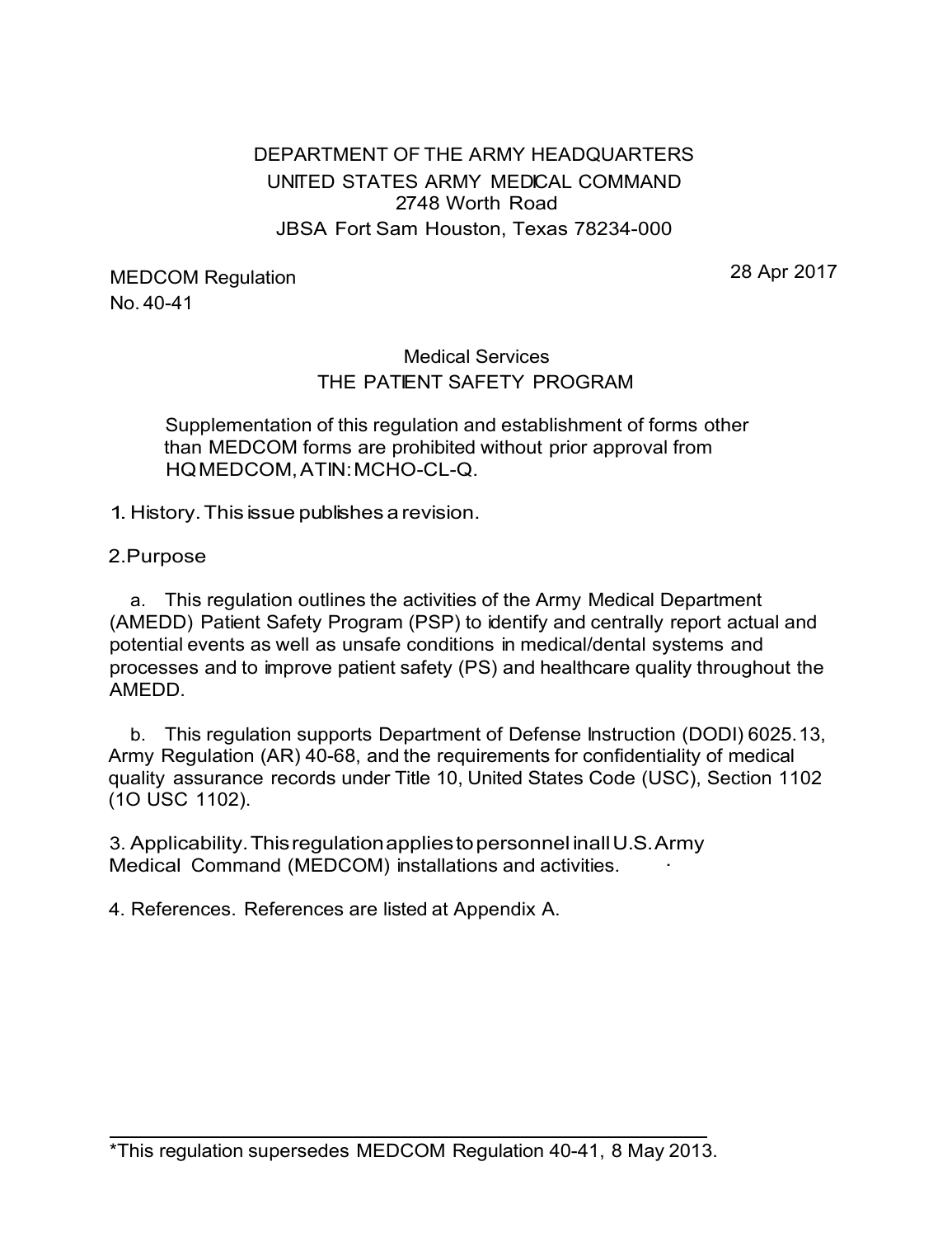DEPARTMENT OF THE ARMY HEADQUARTERS
UNITED STATES ARMY MEDICAL COMMAND
2748 Worth Road
JBSA Fort Sam Houston, Texas 78234-000

MEDCOM Regulation
No. 40-41

28 Apr 2017

Medical Services
THE PATIENT SAFETY PROGRAM

Supplementation of this regulation and establishment of forms other than MEDCOM forms are prohibited without prior approval from HQ MEDCOM, ATIN: MCHO-CL-Q.

1. History. This issue publishes a revision.

2. Purpose

a. This regulation outlines the activities of the Army Medical Department (AMEDD) Patient Safety Program (PSP) to identify and centrally report actual and potential events as well as unsafe conditions in medical/dental systems and processes and to improve patient safety (PS) and healthcare quality throughout the AMEDD.

b. This regulation supports Department of Defense Instruction (DODI) 6025.13, Army Regulation (AR) 40-68, and the requirements for confidentiality of medical quality assurance records under Title 10, United States Code (USC), Section 1102 (1O USC 1102).

3. Applicability. This regulation applies to personnel in all U.S. Army Medical Command (MEDCOM) installations and activities.

4. References. References are listed at Appendix A.

*This regulation supersedes MEDCOM Regulation 40-41, 8 May 2013.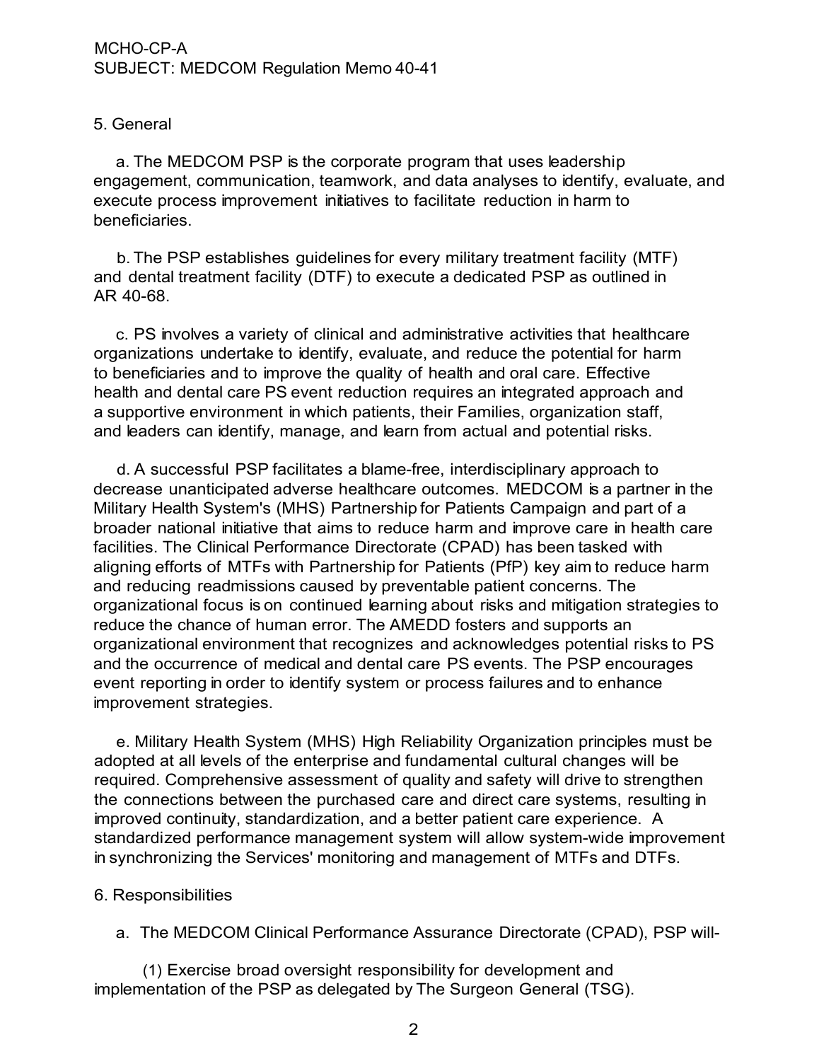5. General

a. The MEDCOM PSP is the corporate program that uses leadership engagement, communication, teamwork, and data analyses to identify, evaluate, and execute process improvement initiatives to facilitate reduction in harm to beneficiaries.

b. The PSP establishes guidelines for every military treatment facility (MTF) and dental treatment facility (DTF) to execute a dedicated PSP as outlined in AR 40-68.

c. PS involves a variety of clinical and administrative activities that healthcare organizations undertake to identify, evaluate, and reduce the potential for harm to beneficiaries and to improve the quality of health and oral care. Effective health and dental care PS event reduction requires an integrated approach and a supportive environment in which patients, their Families, organization staff, and leaders can identify, manage, and learn from actual and potential risks.

d. A successful PSP facilitates a blame-free, interdisciplinary approach to decrease unanticipated adverse healthcare outcomes. MEDCOM is a partner in the Military Health System's (MHS) Partnership for Patients Campaign and part of a broader national initiative that aims to reduce harm and improve care in health care facilities. The Clinical Performance Directorate (CPAD) has been tasked with aligning efforts of MTFs with Partnership for Patients (PfP) key aim to reduce harm and reducing readmissions caused by preventable patient concerns. The organizational focus is on continued learning about risks and mitigation strategies to reduce the chance of human error. The AMEDD fosters and supports an organizational environment that recognizes and acknowledges potential risks to PS and the occurrence of medical and dental care PS events. The PSP encourages event reporting in order to identify system or process failures and to enhance improvement strategies.

e. Military Health System (MHS) High Reliability Organization principles must be adopted at all levels of the enterprise and fundamental cultural changes will be required. Comprehensive assessment of quality and safety will drive to strengthen the connections between the purchased care and direct care systems, resulting in improved continuity, standardization, and a better patient care experience. A standardized performance management system will allow system-wide improvement in synchronizing the Services' monitoring and management of MTFs and DTFs.

6. Responsibilities

a. The MEDCOM Clinical Performance Assurance Directorate (CPAD), PSP will-

(1) Exercise broad oversight responsibility for development and implementation of the PSP as delegated by The Surgeon General (TSG).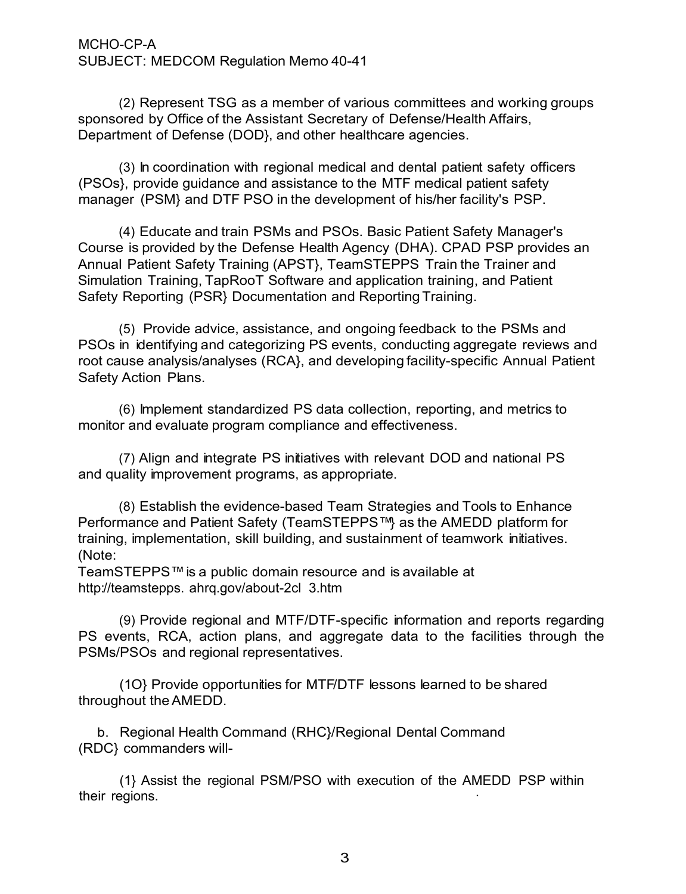(2) Represent TSG as a member of various committees and working groups sponsored by Office of the Assistant Secretary of Defense/Health Affairs, Department of Defense (DOD}, and other healthcare agencies.

(3) In coordination with regional medical and dental patient safety officers (PSOs}, provide guidance and assistance to the MTF medical patient safety manager (PSM} and DTF PSO in the development of his/her facility's PSP.

(4) Educate and train PSMs and PSOs. Basic Patient Safety Manager's Course is provided by the Defense Health Agency (DHA). CPAD PSP provides an Annual Patient Safety Training (APST}, TeamSTEPPS Train the Trainer and Simulation Training, TapRooT Software and application training, and Patient Safety Reporting (PSR} Documentation and Reporting Training.

(5) Provide advice, assistance, and ongoing feedback to the PSMs and PSOs in identifying and categorizing PS events, conducting aggregate reviews and root cause analysis/analyses (RCA}, and developing facility-specific Annual Patient Safety Action Plans.

(6) Implement standardized PS data collection, reporting, and metrics to monitor and evaluate program compliance and effectiveness.

(7) Align and integrate PS initiatives with relevant DOD and national PS and quality improvement programs, as appropriate.

(8) Establish the evidence-based Team Strategies and Tools to Enhance Performance and Patient Safety (TeamSTEPPS™} as the AMEDD platform for training, implementation, skill building, and sustainment of teamwork initiatives. (Note:
TeamSTEPPS™ is a public domain resource and is available at http://teamstepps. ahrq.gov/about-2cl 3.htm

(9) Provide regional and MTF/DTF-specific information and reports regarding PS events, RCA, action plans, and aggregate data to the facilities through the PSMs/PSOs and regional representatives.

(1O} Provide opportunities for MTF/DTF lessons learned to be shared throughout the AMEDD.

b. Regional Health Command (RHC}/Regional Dental Command (RDC} commanders will-

(1} Assist the regional PSM/PSO with execution of the AMEDD PSP within their regions.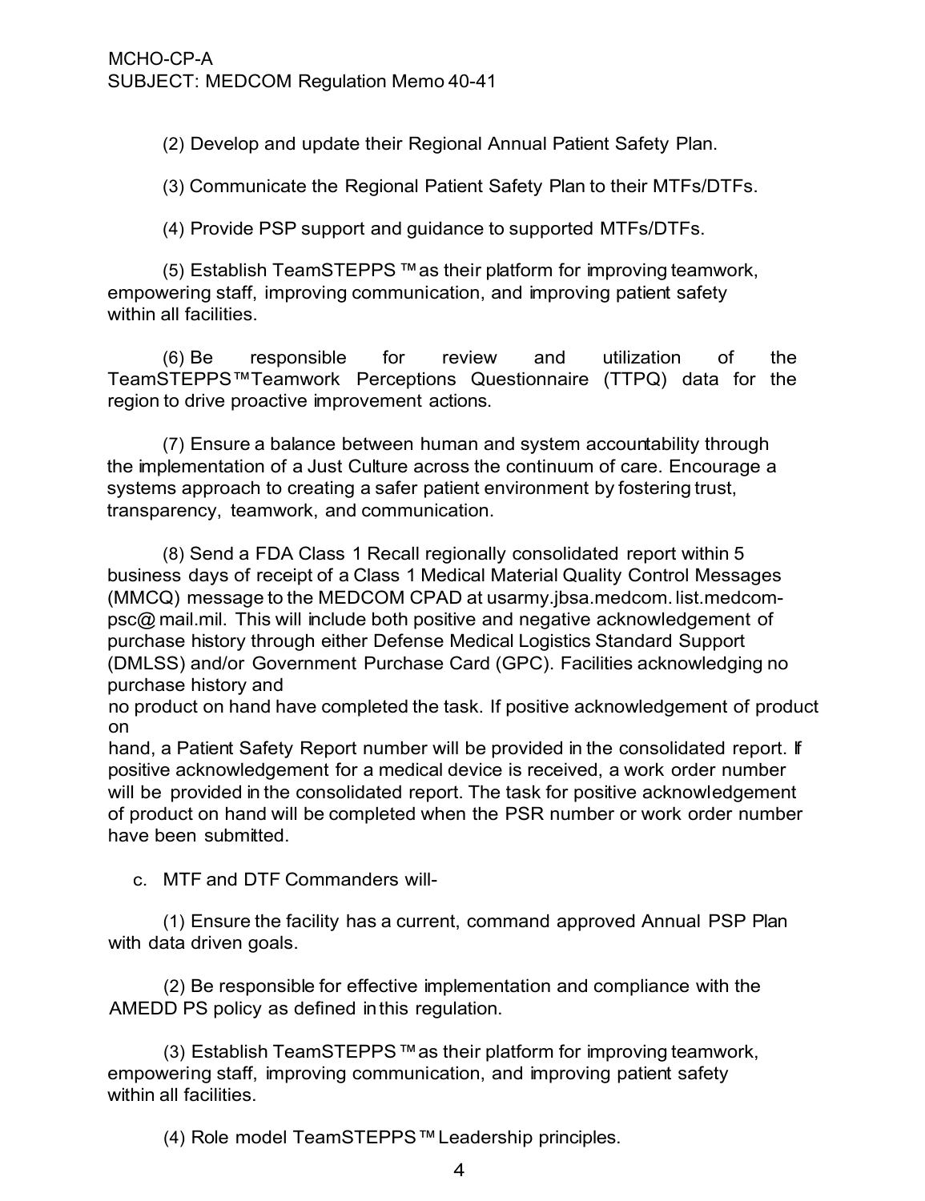(2) Develop and update their Regional Annual Patient Safety Plan.

(3) Communicate the Regional Patient Safety Plan to their MTFs/DTFs.

(4) Provide PSP support and guidance to supported MTFs/DTFs.

(5) Establish TeamSTEPPS ™ as their platform for improving teamwork, empowering staff, improving communication, and improving patient safety within all facilities.

(6) Be responsible for review and utilization of the TeamSTEPPS™ Teamwork Perceptions Questionnaire (TTPQ) data for the region to drive proactive improvement actions.

(7) Ensure a balance between human and system accountability through the implementation of a Just Culture across the continuum of care. Encourage a systems approach to creating a safer patient environment by fostering trust, transparency, teamwork, and communication.

(8) Send a FDA Class 1 Recall regionally consolidated report within 5 business days of receipt of a Class 1 Medical Material Quality Control Messages (MMCQ) message to the MEDCOM CPAD at usarmy.jbsa.medcom.list.medcom-psc@mail.mil. This will include both positive and negative acknowledgement of purchase history through either Defense Medical Logistics Standard Support (DMLSS) and/or Government Purchase Card (GPC). Facilities acknowledging no purchase history and no product on hand have completed the task. If positive acknowledgement of product on hand, a Patient Safety Report number will be provided in the consolidated report. If positive acknowledgement for a medical device is received, a work order number will be provided in the consolidated report. The task for positive acknowledgement of product on hand will be completed when the PSR number or work order number have been submitted.

c. MTF and DTF Commanders will-

(1) Ensure the facility has a current, command approved Annual PSP Plan with data driven goals.

(2) Be responsible for effective implementation and compliance with the AMEDD PS policy as defined in this regulation.

(3) Establish TeamSTEPPS ™ as their platform for improving teamwork, empowering staff, improving communication, and improving patient safety within all facilities.

(4) Role model TeamSTEPPS ™ Leadership principles.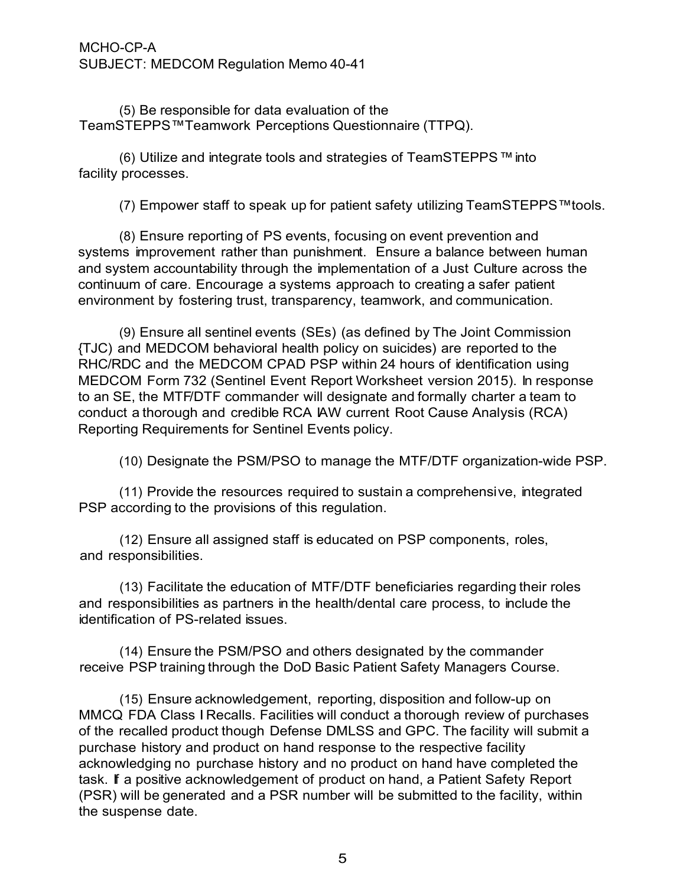(5) Be responsible for data evaluation of the TeamSTEPPS™Teamwork Perceptions Questionnaire (TTPQ).

(6) Utilize and integrate tools and strategies of TeamSTEPPS ™ into facility processes.

(7) Empower staff to speak up for patient safety utilizing TeamSTEPPS™tools.

(8) Ensure reporting of PS events, focusing on event prevention and systems improvement rather than punishment. Ensure a balance between human and system accountability through the implementation of a Just Culture across the continuum of care. Encourage a systems approach to creating a safer patient environment by fostering trust, transparency, teamwork, and communication.

(9) Ensure all sentinel events (SEs) (as defined by The Joint Commission {TJC) and MEDCOM behavioral health policy on suicides) are reported to the RHC/RDC and the MEDCOM CPAD PSP within 24 hours of identification using MEDCOM Form 732 (Sentinel Event Report Worksheet version 2015). In response to an SE, the MTF/DTF commander will designate and formally charter a team to conduct a thorough and credible RCA IAW current Root Cause Analysis (RCA) Reporting Requirements for Sentinel Events policy.

(10) Designate the PSM/PSO to manage the MTF/DTF organization-wide PSP.

(11) Provide the resources required to sustain a comprehensive, integrated PSP according to the provisions of this regulation.

(12) Ensure all assigned staff is educated on PSP components, roles, and responsibilities.

(13) Facilitate the education of MTF/DTF beneficiaries regarding their roles and responsibilities as partners in the health/dental care process, to include the identification of PS-related issues.

(14) Ensure the PSM/PSO and others designated by the commander receive PSP training through the DoD Basic Patient Safety Managers Course.

(15) Ensure acknowledgement, reporting, disposition and follow-up on MMCQ FDA Class I Recalls. Facilities will conduct a thorough review of purchases of the recalled product though Defense DMLSS and GPC. The facility will submit a purchase history and product on hand response to the respective facility acknowledging no purchase history and no product on hand have completed the task. If a positive acknowledgement of product on hand, a Patient Safety Report (PSR) will be generated and a PSR number will be submitted to the facility, within the suspense date.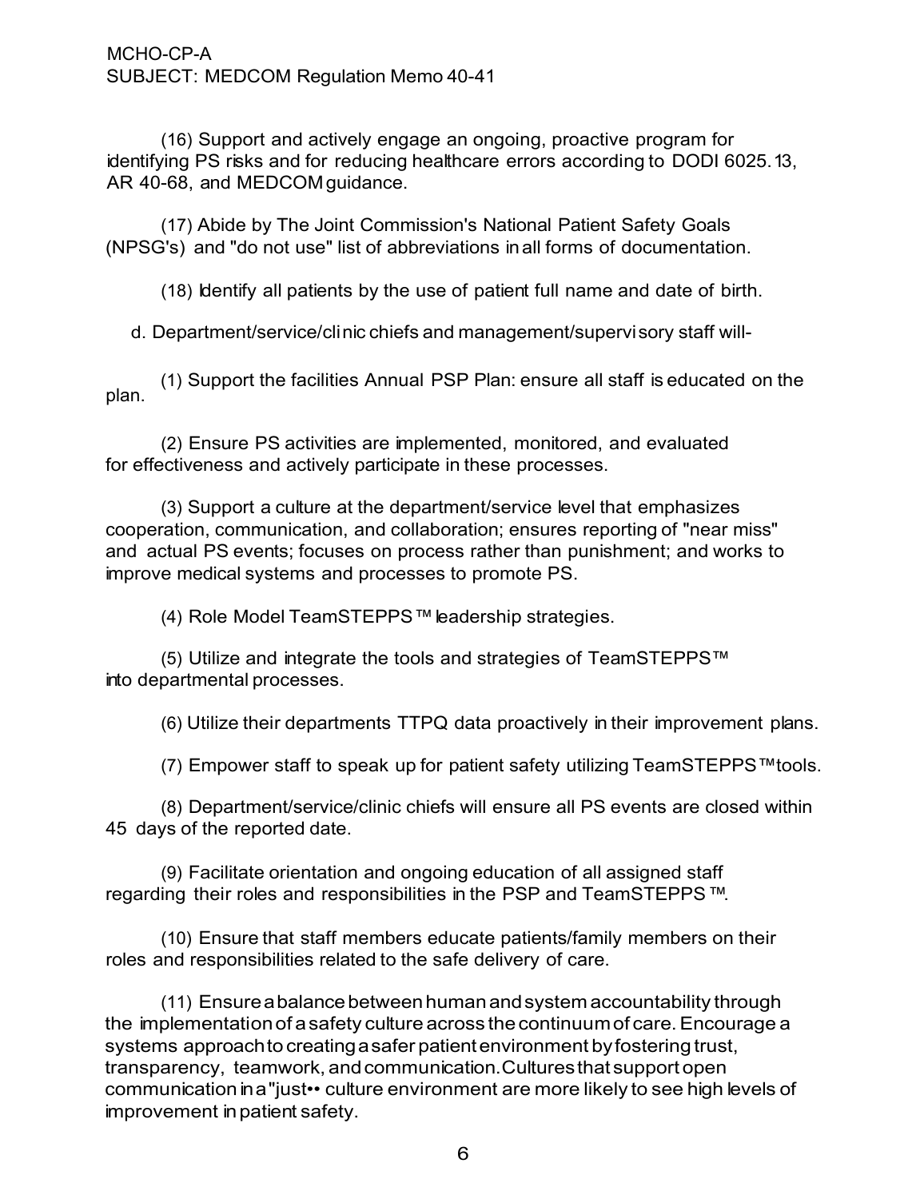(16) Support and actively engage an ongoing, proactive program for identifying PS risks and for reducing healthcare errors according to DODI 6025.13, AR 40-68, and MEDCOM guidance.

(17) Abide by The Joint Commission's National Patient Safety Goals (NPSG's) and "do not use" list of abbreviations in all forms of documentation.

(18) Identify all patients by the use of patient full name and date of birth.

d. Department/service/clinic chiefs and management/supervisory staff will-

(1) Support the facilities Annual PSP Plan: ensure all staff is educated on the plan.

(2) Ensure PS activities are implemented, monitored, and evaluated for effectiveness and actively participate in these processes.

(3) Support a culture at the department/service level that emphasizes cooperation, communication, and collaboration; ensures reporting of "near miss" and actual PS events; focuses on process rather than punishment; and works to improve medical systems and processes to promote PS.

(4) Role Model TeamSTEPPS™ leadership strategies.

(5) Utilize and integrate the tools and strategies of TeamSTEPPS™ into departmental processes.

(6) Utilize their departments TTPQ data proactively in their improvement plans.

(7) Empower staff to speak up for patient safety utilizing TeamSTEPPS™ tools.

(8) Department/service/clinic chiefs will ensure all PS events are closed within 45 days of the reported date.

(9) Facilitate orientation and ongoing education of all assigned staff regarding their roles and responsibilities in the PSP and TeamSTEPPS™.

(10) Ensure that staff members educate patients/family members on their roles and responsibilities related to the safe delivery of care.

(11) Ensure a balance between human and system accountability through the implementation of a safety culture across the continuum of care. Encourage a systems approach to creating a safer patient environment by fostering trust, transparency, teamwork, and communication. Cultures that support open communication in a "just•• culture environment are more likely to see high levels of improvement in patient safety.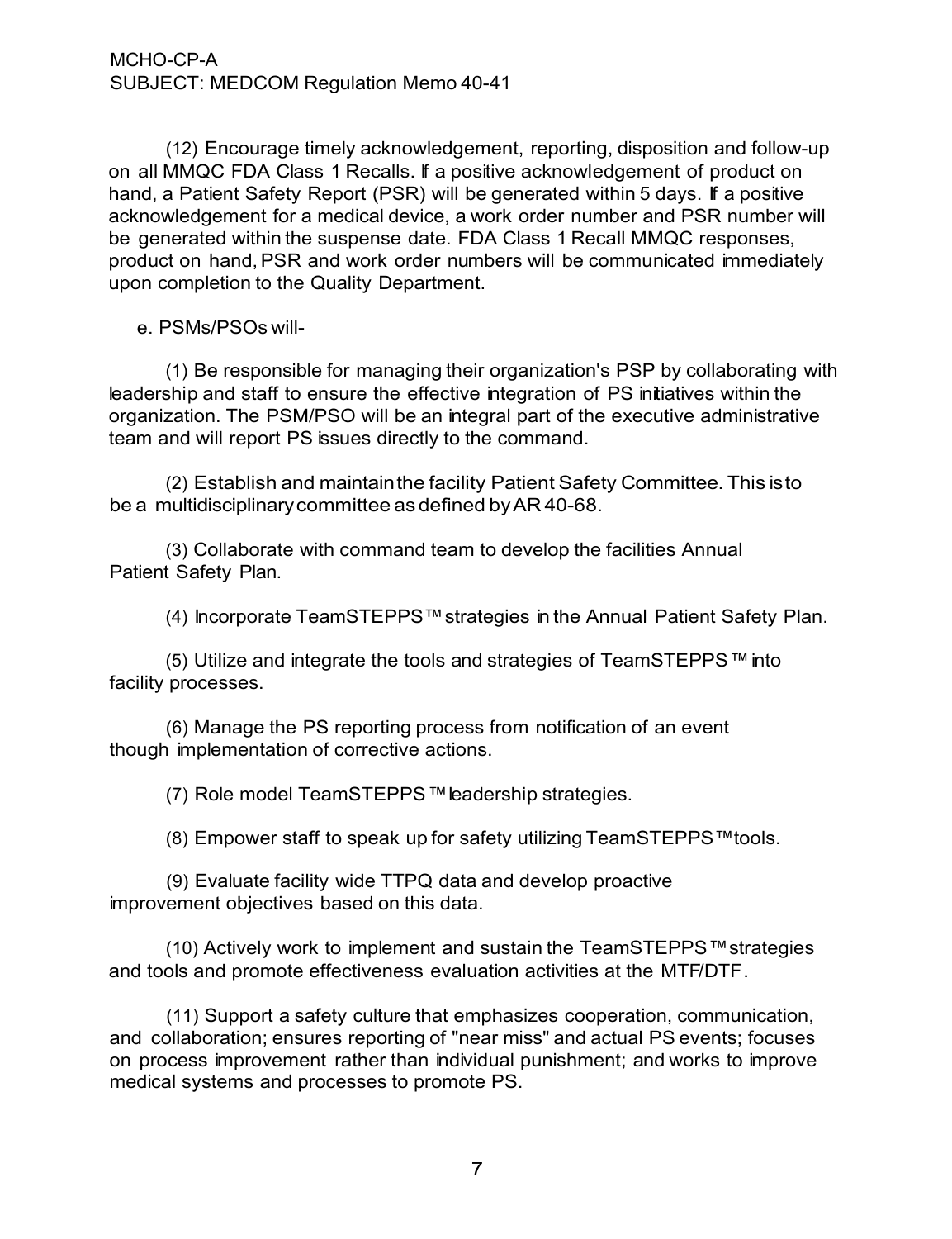(12) Encourage timely acknowledgement, reporting, disposition and follow-up on all MMQC FDA Class 1 Recalls. If a positive acknowledgement of product on hand, a Patient Safety Report (PSR) will be generated within 5 days. If a positive acknowledgement for a medical device, a work order number and PSR number will be generated within the suspense date. FDA Class 1 Recall MMQC responses, product on hand, PSR and work order numbers will be communicated immediately upon completion to the Quality Department.

e. PSMs/PSOs will-

(1) Be responsible for managing their organization's PSP by collaborating with leadership and staff to ensure the effective integration of PS initiatives within the organization. The PSM/PSO will be an integral part of the executive administrative team and will report PS issues directly to the command.

(2) Establish and maintain the facility Patient Safety Committee. This is to be a multidisciplinary committee as defined by AR 40-68.

(3) Collaborate with command team to develop the facilities Annual Patient Safety Plan.

(4) Incorporate TeamSTEPPS™ strategies in the Annual Patient Safety Plan.

(5) Utilize and integrate the tools and strategies of TeamSTEPPS™ into facility processes.

(6) Manage the PS reporting process from notification of an event though implementation of corrective actions.

(7) Role model TeamSTEPPS™ leadership strategies.

(8) Empower staff to speak up for safety utilizing TeamSTEPPS™ tools.

(9) Evaluate facility wide TTPQ data and develop proactive improvement objectives based on this data.

(10) Actively work to implement and sustain the TeamSTEPPS™ strategies and tools and promote effectiveness evaluation activities at the MTF/DTF.

(11) Support a safety culture that emphasizes cooperation, communication, and collaboration; ensures reporting of "near miss" and actual PS events; focuses on process improvement rather than individual punishment; and works to improve medical systems and processes to promote PS.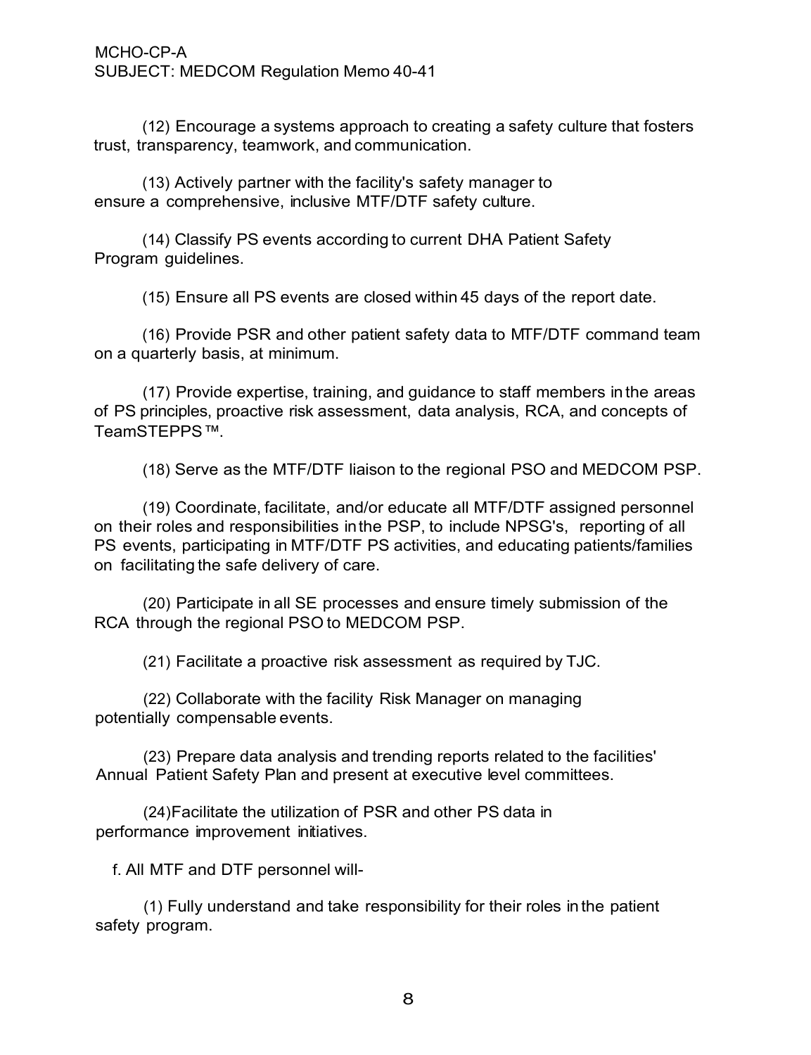(12) Encourage a systems approach to creating a safety culture that fosters trust, transparency, teamwork, and communication.

(13) Actively partner with the facility's safety manager to ensure a comprehensive, inclusive MTF/DTF safety culture.

(14) Classify PS events according to current DHA Patient Safety Program guidelines.

(15) Ensure all PS events are closed within 45 days of the report date.

(16) Provide PSR and other patient safety data to MTF/DTF command team on a quarterly basis, at minimum.

(17) Provide expertise, training, and guidance to staff members in the areas of PS principles, proactive risk assessment, data analysis, RCA, and concepts of TeamSTEPPS™.

(18) Serve as the MTF/DTF liaison to the regional PSO and MEDCOM PSP.

(19) Coordinate, facilitate, and/or educate all MTF/DTF assigned personnel on their roles and responsibilities in the PSP, to include NPSG's, reporting of all PS events, participating in MTF/DTF PS activities, and educating patients/families on facilitating the safe delivery of care.

(20) Participate in all SE processes and ensure timely submission of the RCA through the regional PSO to MEDCOM PSP.

(21) Facilitate a proactive risk assessment as required by TJC.

(22) Collaborate with the facility Risk Manager on managing potentially compensable events.

(23) Prepare data analysis and trending reports related to the facilities' Annual Patient Safety Plan and present at executive level committees.

(24)Facilitate the utilization of PSR and other PS data in performance improvement initiatives.

f. All MTF and DTF personnel will-

(1) Fully understand and take responsibility for their roles in the patient safety program.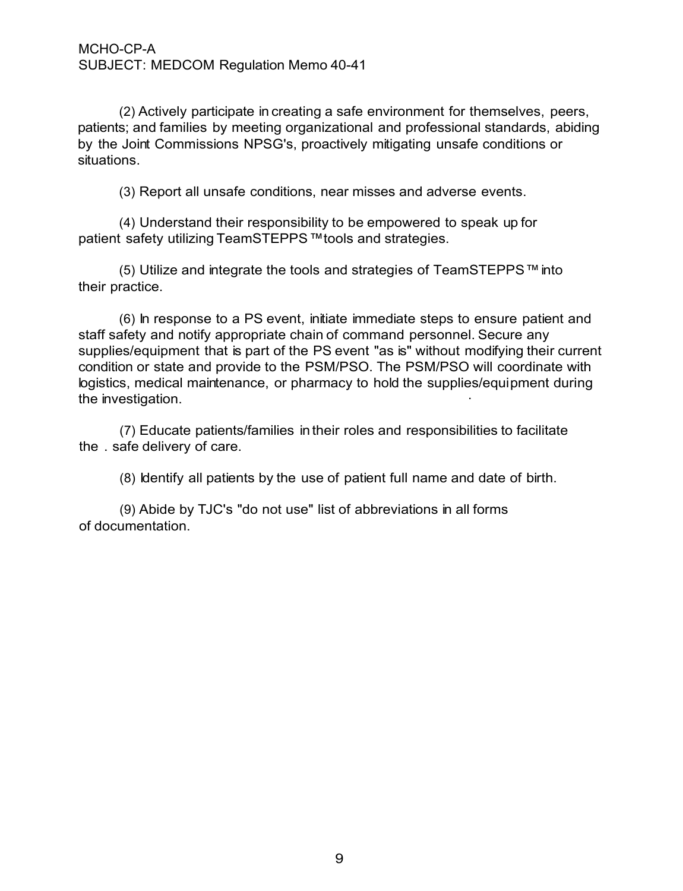(2) Actively participate in creating a safe environment for themselves, peers, patients; and families by meeting organizational and professional standards, abiding by the Joint Commissions NPSG's, proactively mitigating unsafe conditions or situations.

(3) Report all unsafe conditions, near misses and adverse events.

(4) Understand their responsibility to be empowered to speak up for patient safety utilizing TeamSTEPPS ™ tools and strategies.

(5) Utilize and integrate the tools and strategies of TeamSTEPPS ™ into their practice.

(6) In response to a PS event, initiate immediate steps to ensure patient and staff safety and notify appropriate chain of command personnel. Secure any supplies/equipment that is part of the PS event "as is" without modifying their current condition or state and provide to the PSM/PSO. The PSM/PSO will coordinate with logistics, medical maintenance, or pharmacy to hold the supplies/equipment during the investigation.

(7) Educate patients/families in their roles and responsibilities to facilitate the . safe delivery of care.

(8) Identify all patients by the use of patient full name and date of birth.

(9) Abide by TJC's "do not use" list of abbreviations in all forms of documentation.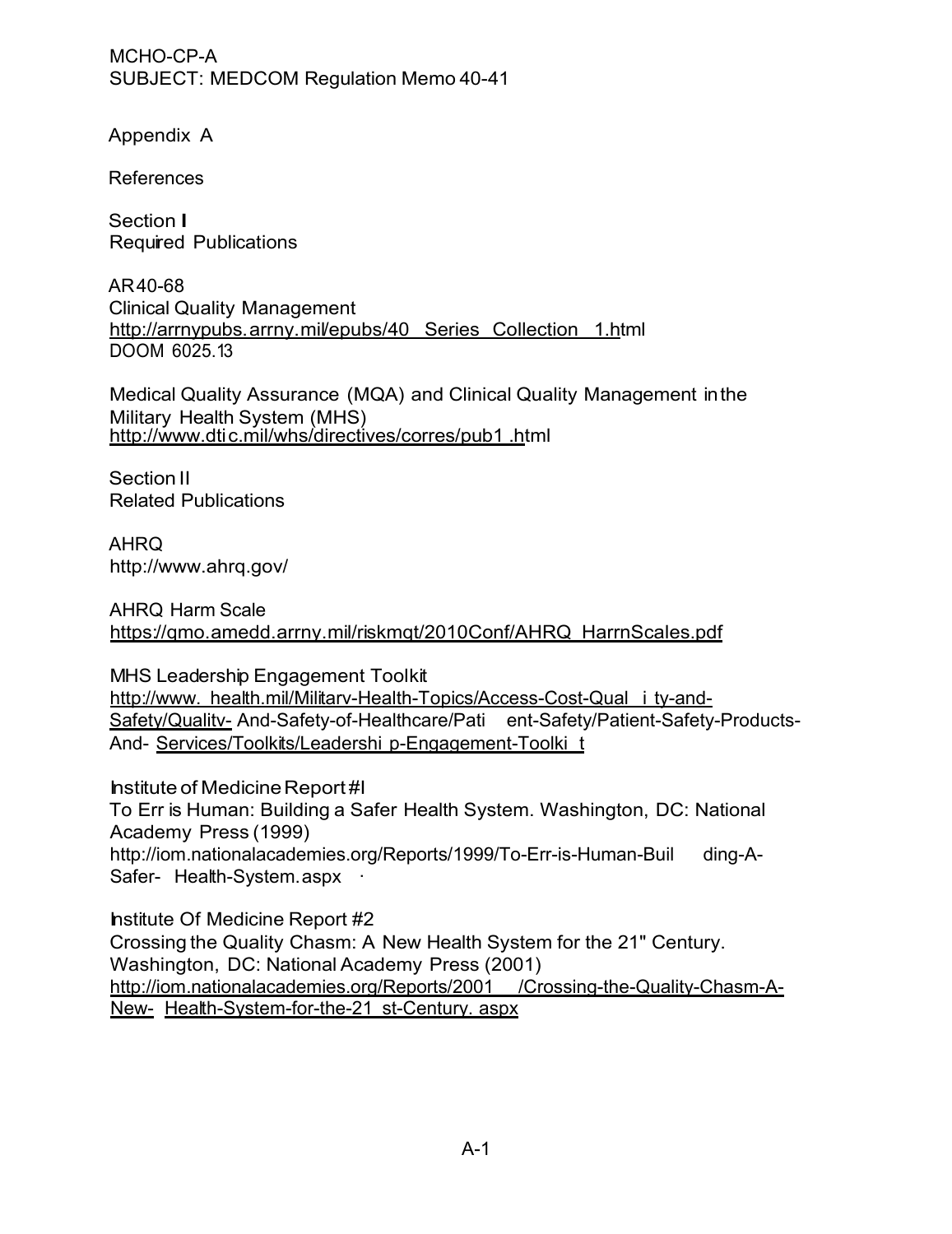MCHO-CP-A
SUBJECT: MEDCOM Regulation Memo 40-41

# Appendix A

## References

### Section I
### Required Publications

AR 40-68
Clinical Quality Management
http://arrnypubs.arrny.mil/epubs/40_Series_Collection_1.html
DOOM 6025.13

Medical Quality Assurance (MQA) and Clinical Quality Management in the Military Health System (MHS)
http://www.dtic.mil/whs/directives/corres/pub1.html

### Section II
### Related Publications

AHRQ
http://www.ahrq.gov/

AHRQ Harm Scale
https://qmo.amedd.arrny.mil/riskmqt/2010Conf/AHRQ_HarrnScales.pdf

MHS Leadership Engagement Toolkit
http://www.health.mil/Militarv-Health-Topics/Access-Cost-Quality-and-Safety/Qualitv-And-Safety-of-Healthcare/Patient-Safety/Patient-Safety-Products-And-Services/Toolkits/Leadership-Engagement-Toolkit

Institute of Medicine Report #l
To Err is Human: Building a Safer Health System. Washington, DC: National Academy Press (1999)
http://iom.nationalacademies.org/Reports/1999/To-Err-is-Human-Building-A-Safer-Health-System.aspx ·

Institute Of Medicine Report #2
Crossing the Quality Chasm: A New Health System for the 21" Century. Washington, DC: National Academy Press (2001)
http://iom.nationalacademies.org/Reports/2001/Crossing-the-Quality-Chasm-A-New-Health-System-for-the-21st-Century.aspx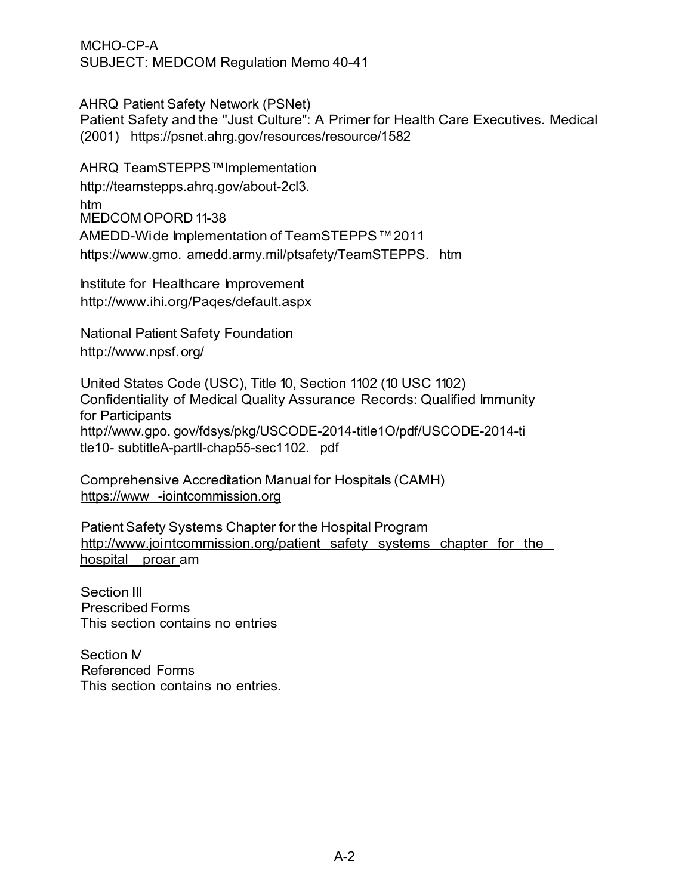AHRQ Patient Safety Network (PSNet)
Patient Safety and the "Just Culture": A Primer for Health Care Executives. Medical (2001) https://psnet.ahrg.gov/resources/resource/1582

AHRQ TeamSTEPPS™ Implementation
http://teamstepps.ahrq.gov/about-2cl3.htm

MEDCOM OPORD 11-38
AMEDD-Wide Implementation of TeamSTEPPS™ 2011
https://www.gmo. amedd.army.mil/ptsafety/TeamSTEPPS. htm

Institute for Healthcare Improvement
http://www.ihi.org/Paqes/default.aspx

National Patient Safety Foundation
http://www.npsf. org/

United States Code (USC), Title 10, Section 1102 (10 USC 1102)
Confidentiality of Medical Quality Assurance Records: Qualified Immunity for Participants
http//www.gpo. gov/fdsys/pkg/USCODE-2014-title1O/pdf/USCODE-2014-title10- subtitleA-partll-chap55-sec1102. pdf

Comprehensive Accreditation Manual for Hospitals (CAMH)
https://www -iointcommission.org

Patient Safety Systems Chapter for the Hospital Program
http://www.jointcommission.org/patient safety systems chapter for the hospital proar am

Section III
Prescribed Forms
This section contains no entries

Section IV
Referenced Forms
This section contains no entries.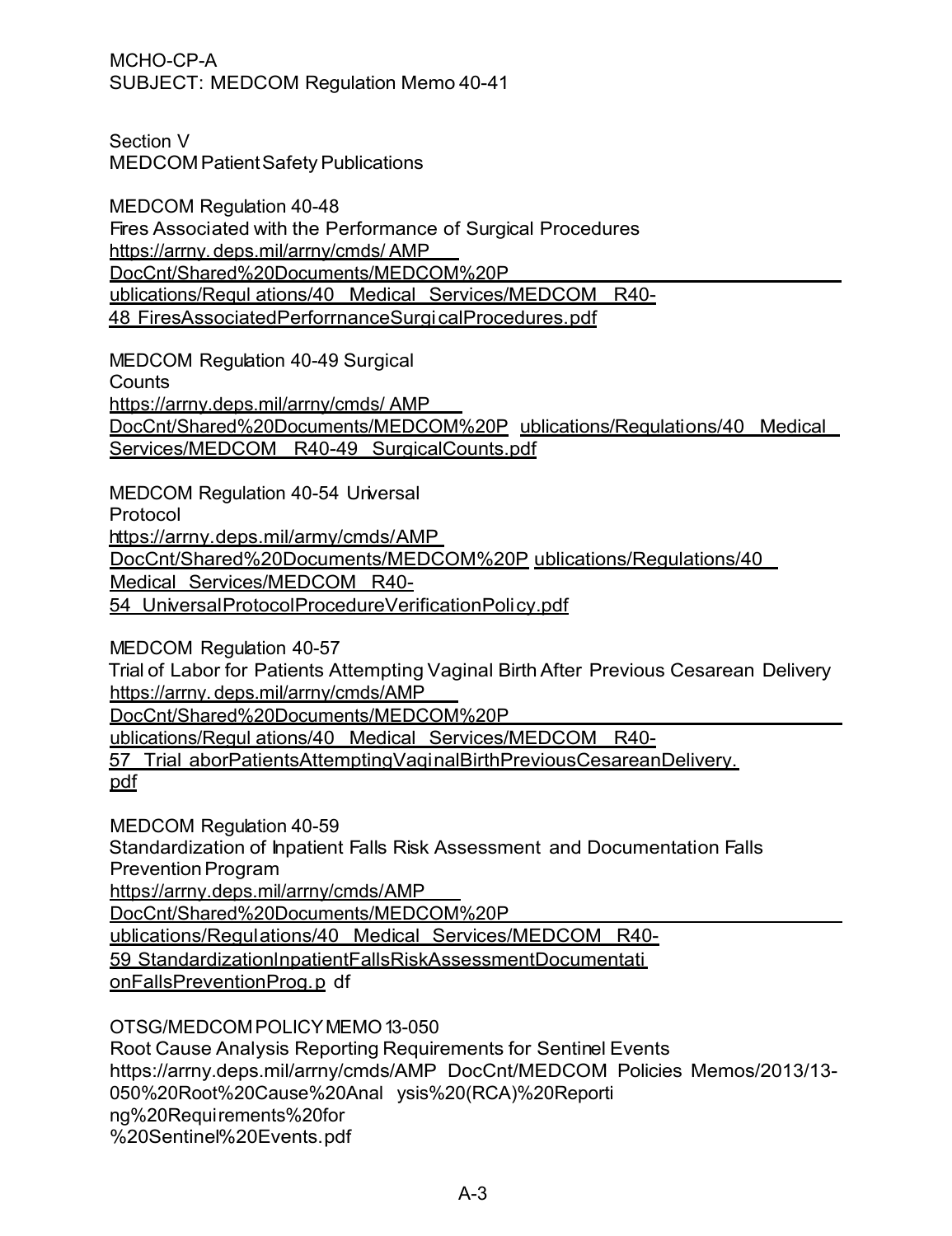Section V
MEDCOM Patient Safety Publications

MEDCOM Regulation 40-48
Fires Associated with the Performance of Surgical Procedures
https://arrny.deps.mil/arrny/cmds/ AMP DocCnt/Shared%20Documents/MEDCOM%20P ublications/Regul ations/40 Medical Services/MEDCOM R40-48 FiresAssociatedPerforrnanceSurgicalProcedures.pdf

MEDCOM Regulation 40-49 Surgical Counts
https://arrny.deps.mil/arrny/cmds/ AMP DocCnt/Shared%20Documents/MEDCOM%20P ublications/Regulations/40 Medical Services/MEDCOM R40-49 SurgicalCounts.pdf

MEDCOM Regulation 40-54 Universal Protocol
https://arrny.deps.mil/army/cmds/AMP DocCnt/Shared%20Documents/MEDCOM%20P ublications/Regulations/40 Medical Services/MEDCOM R40-54 UniversalProtocolProcedureVerificationPolicy.pdf

MEDCOM Regulation 40-57
Trial of Labor for Patients Attempting Vaginal Birth After Previous Cesarean Delivery
https://arrny. deps.mil/arrny/cmds/AMP DocCnt/Shared%20Documents/MEDCOM%20P ublications/Regul ations/40 Medical Services/MEDCOM R40-57 Trial aborPatientsAttemptingVaginalBirthPreviousCesareanDelivery.pdf

MEDCOM Regulation 40-59
Standardization of Inpatient Falls Risk Assessment and Documentation Falls Prevention Program
https://arrny.deps.mil/arrny/cmds/AMP DocCnt/Shared%20Documents/MEDCOM%20P ublications/Regulations/40 Medical Services/MEDCOM R40-59 StandardizationInpatientFallsRiskAssessmentDocumentationFallsPreventionProg.p df

OTSG/MEDCOM POLICY MEMO 13-050
Root Cause Analysis Reporting Requirements for Sentinel Events
https://arrny.deps.mil/arrny/cmds/AMP DocCnt/MEDCOM Policies Memos/2013/13-050%20Root%20Cause%20Anal ysis%20(RCA)%20Reporting%20Requirements%20for%20Sentinel%20Events.pdf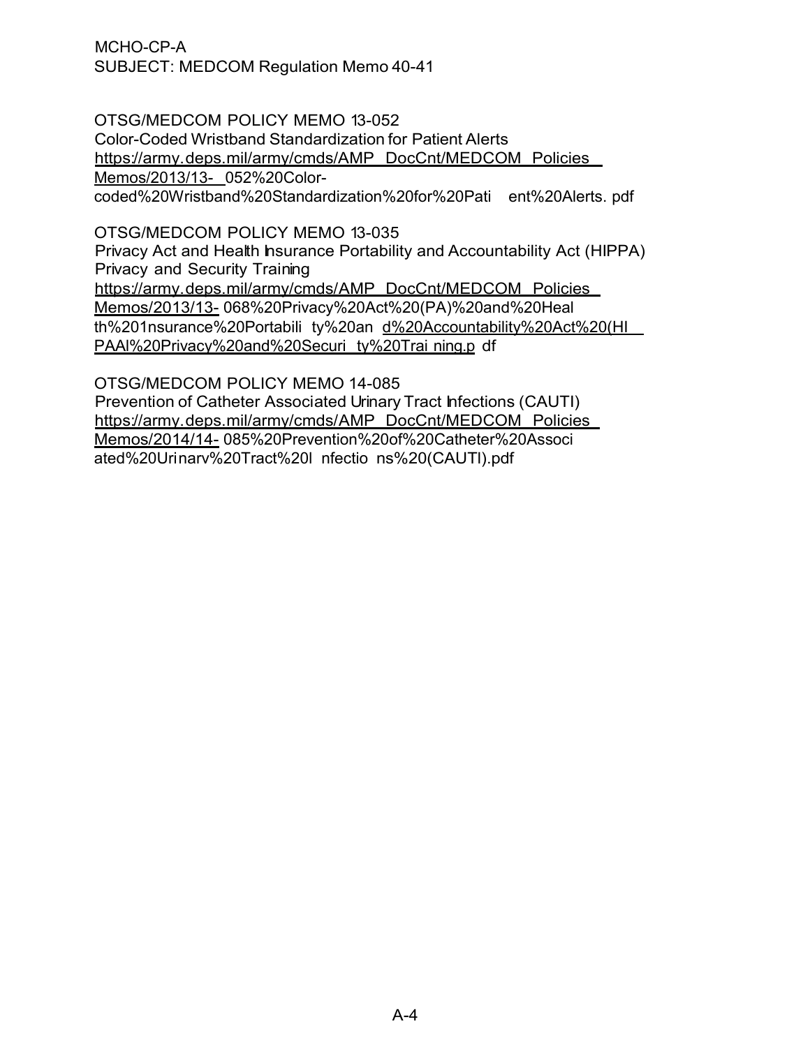OTSG/MEDCOM POLICY MEMO 13-052

Color-Coded Wristband Standardization for Patient Alerts
https://army.deps.mil/army/cmds/AMP_DocCnt/MEDCOM_Policies_Memos/2013/13-_052%20Color-coded%20Wristband%20Standardization%20for%20Pati ent%20Alerts. pdf

OTSG/MEDCOM POLICY MEMO 13-035

Privacy Act and Health Insurance Portability and Accountability Act (HIPPA) Privacy and Security Training
https://army.deps.mil/army/cmds/AMP_DocCnt/MEDCOM_Policies_Memos/2013/13- 068%20Privacy%20Act%20(PA)%20and%20Heal th%201nsurance%20Portabili ty%20an d%20Accountability%20Act%20(HI PAAl%20Privacy%20and%20Securi ty%20Trai ning.p df

OTSG/MEDCOM POLICY MEMO 14-085

Prevention of Catheter Associated Urinary Tract Infections (CAUTI)
https://army.deps.mil/army/cmds/AMP_DocCnt/MEDCOM_Policies_Memos/2014/14- 085%20Prevention%20of%20Catheter%20Associ ated%20Urinarv%20Tract%20I nfectio ns%20(CAUTI).pdf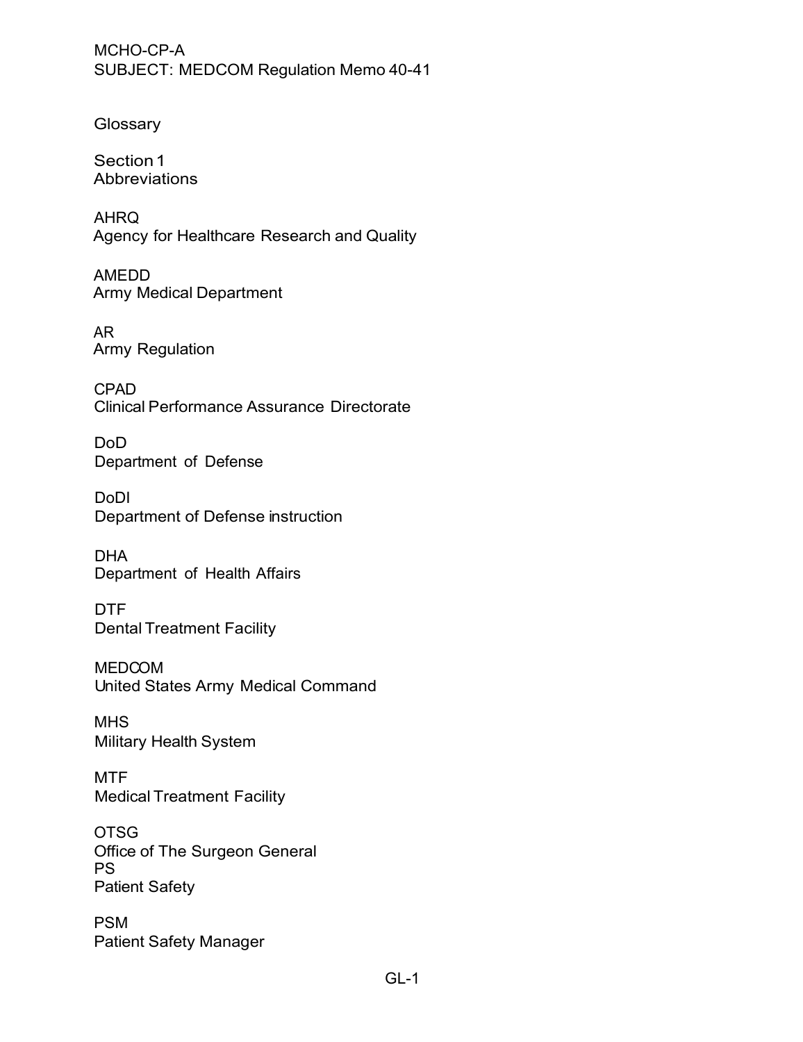MCHO-CP-A
SUBJECT: MEDCOM Regulation Memo 40-41

# Glossary

## Section 1
## Abbreviations

AHRQ
Agency for Healthcare Research and Quality

AMEDD
Army Medical Department

AR
Army Regulation

CPAD
Clinical Performance Assurance Directorate

DoD
Department of Defense

DoDI
Department of Defense instruction

DHA
Department of Health Affairs

DTF
Dental Treatment Facility

MEDCOM
United States Army Medical Command

MHS
Military Health System

MTF
Medical Treatment Facility

OTSG
Office of The Surgeon General

PS
Patient Safety

PSM
Patient Safety Manager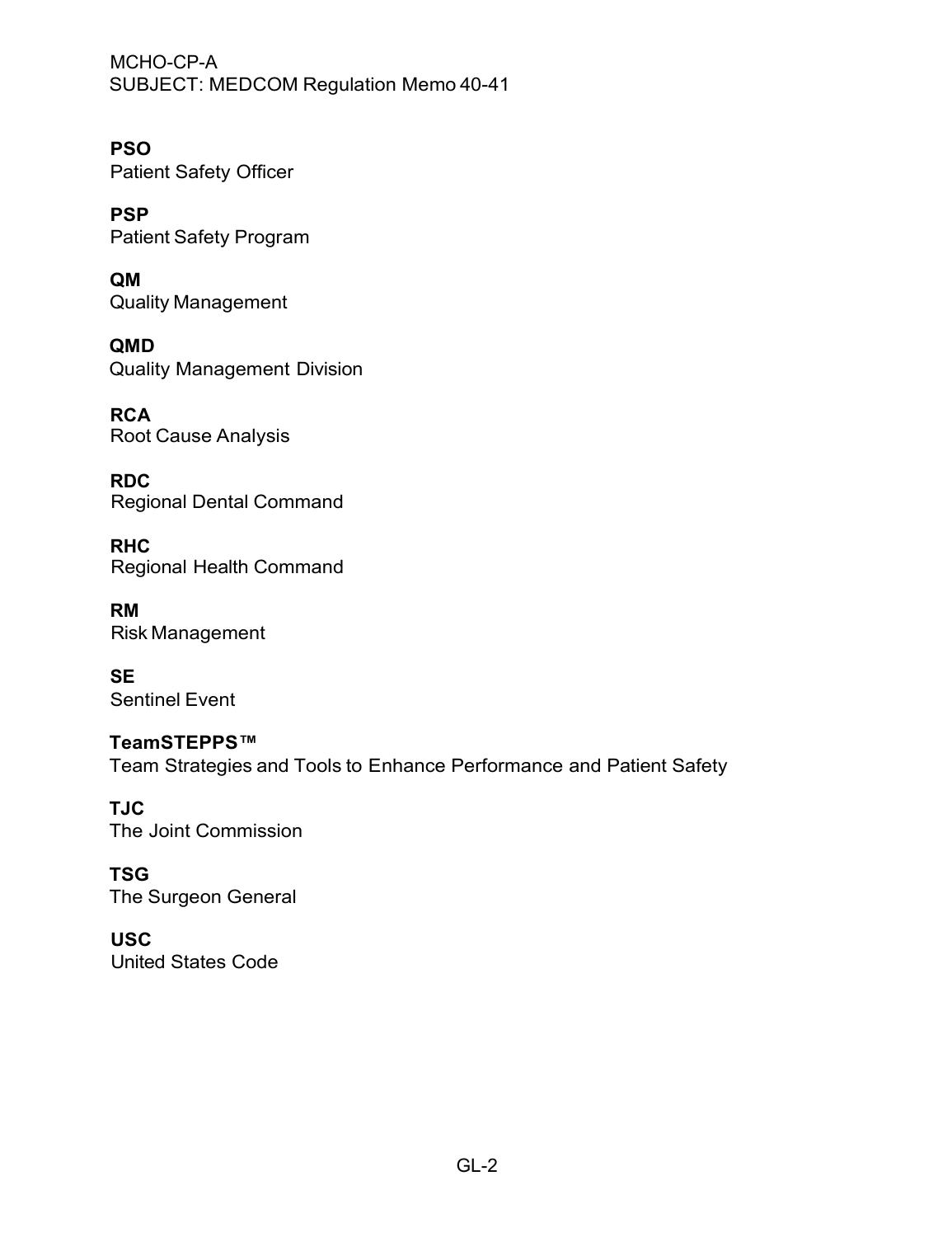**PSO**
Patient Safety Officer

**PSP**
Patient Safety Program

**QM**
Quality Management

**QMD**
Quality Management Division

**RCA**
Root Cause Analysis

**RDC**
Regional Dental Command

**RHC**
Regional Health Command

**RM**
Risk Management

**SE**
Sentinel Event

**TeamSTEPPS™**
Team Strategies and Tools to Enhance Performance and Patient Safety

**TJC**
The Joint Commission

**TSG**
The Surgeon General

**USC**
United States Code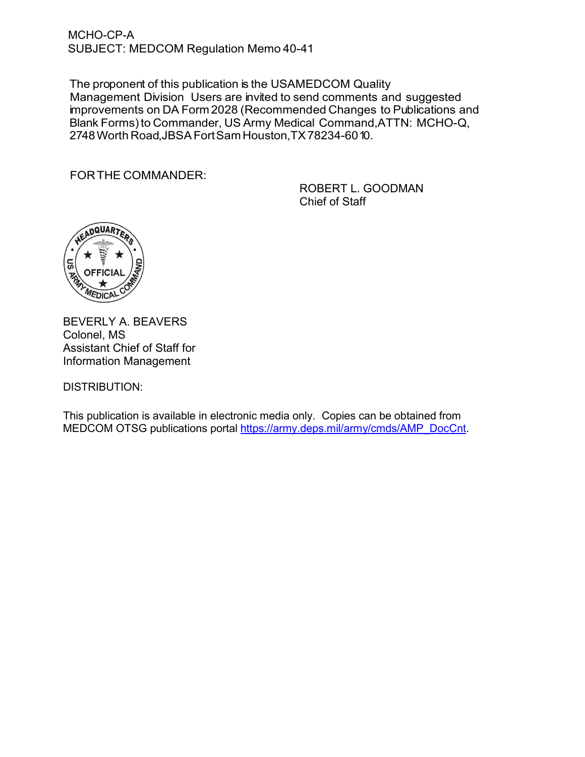MCHO-CP-A
SUBJECT: MEDCOM Regulation Memo 40-41

The proponent of this publication is the USAMEDCOM Quality Management Division Users are invited to send comments and suggested improvements on DA Form 2028 (Recommended Changes to Publications and Blank Forms) to Commander, US Army Medical Command, ATTN: MCHO-Q, 2748 Worth Road, JBSA Fort Sam Houston, TX 78234-6010.

FOR THE COMMANDER:

ROBERT L. GOODMAN
Chief of Staff

HEADQUARTERS
OFFICIAL
US ARMY MEDICAL COMMAND

BEVERLY A. BEAVERS
Colonel, MS
Assistant Chief of Staff for
Information Management

DISTRIBUTION:

This publication is available in electronic media only. Copies can be obtained from MEDCOM OTSG publications portal https://army.deps.mil/army/cmds/AMP_DocCnt.